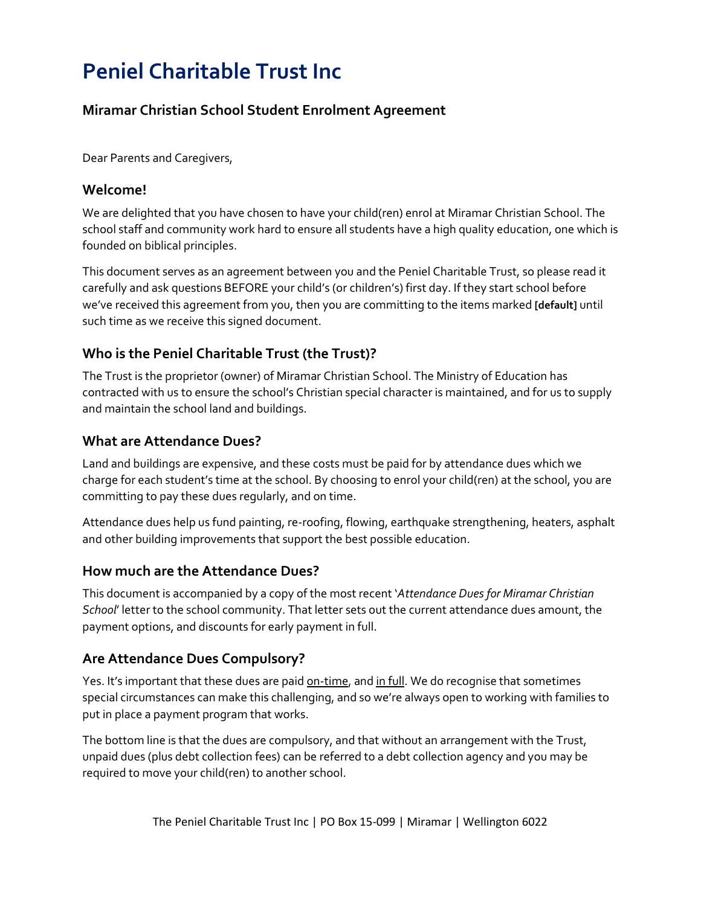# Peniel Charitable Trust Inc

### Miramar Christian School Student Enrolment Agreement

Dear Parents and Caregivers,

### Welcome!

We are delighted that you have chosen to have your child(ren) enrol at Miramar Christian School. The school staff and community work hard to ensure all students have a high quality education, one which is founded on biblical principles.

This document serves as an agreement between you and the Peniel Charitable Trust, so please read it carefully and ask questions BEFORE your child's (or children's) first day. If they start school before we've received this agreement from you, then you are committing to the items marked **[default]** until such time as we receive this signed document.

### Who is the Peniel Charitable Trust (the Trust)?

The Trust is the proprietor (owner) of Miramar Christian School. The Ministry of Education has contracted with us to ensure the school's Christian special character is maintained, and for us to supply and maintain the school land and buildings.

### What are Attendance Dues?

Land and buildings are expensive, and these costs must be paid for by attendance dues which we charge for each student's time at the school. By choosing to enrol your child(ren) at the school, you are committing to pay these dues regularly, and on time.

Attendance dues help us fund painting, re-roofing, flowing, earthquake strengthening, heaters, asphalt and other building improvements that support the best possible education.

### How much are the Attendance Dues?

This document is accompanied by a copy of the most recent '*Attendance Dues for Miramar Christian School*' letter to the school community. That letter sets out the current attendance dues amount, the payment options, and discounts for early payment in full.

### Are Attendance Dues Compulsory?

Yes. It's important that these dues are paid <u>on-time</u>, and <u>in full</u>. We do recognise that sometimes special circumstances can make this challenging, and so we're always open to working with families to put in place a payment program that works.

The bottom line is that the dues are compulsory, and that without an arrangement with the Trust, unpaid dues (plus debt collection fees) can be referred to a debt collection agency and you may be required to move your child(ren) to another school.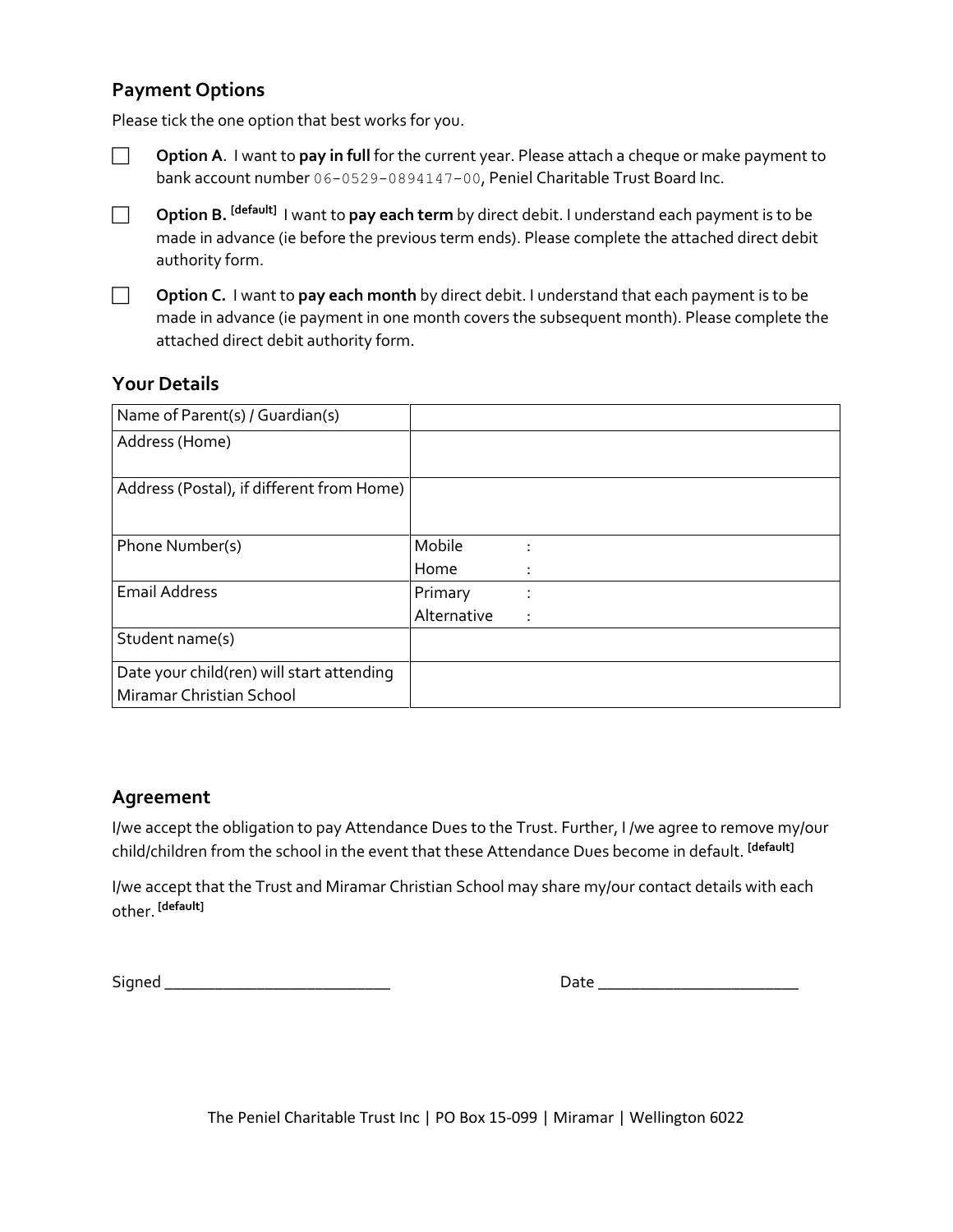## Payment Options

Please tick the one option that best works for you.

- ☐ **Option A**. I want to **pay in full** for the current year. Please attach a cheque or make payment to bank account number 06-0529-0894147-00, Peniel Charitable Trust Board Inc.
- ☐ **Option B.** [default] I want to **pay each term** by direct debit. I understand each payment is to be made in advance (ie before the previous term ends). Please complete the attached direct debit authority form.
- ☐ **Option C.** I want to **pay each month** by direct debit. I understand that each payment is to be made in advance (ie payment in one month covers the subsequent month). Please complete the attached direct debit authority form.

## Your Details

| | |
|---|---|
| Name of Parent(s) / Guardian(s) | |
| Address (Home) | |
| Address (Postal), if different from Home) | |
| Phone Number(s) | Mobile :<br>Home : |
| Email Address | Primary :<br>Alternative : |
| Student name(s) | |
| Date your child(ren) will start attending Miramar Christian School | |

## Agreement

I/we accept the obligation to pay Attendance Dues to the Trust. Further, I /we agree to remove my/our child/children from the school in the event that these Attendance Dues become in default. [default]

I/we accept that the Trust and Miramar Christian School may share my/our contact details with each other. [default]

Signed ___________________________ Date ________________________

The Peniel Charitable Trust Inc | PO Box 15-099 | Miramar | Wellington 6022